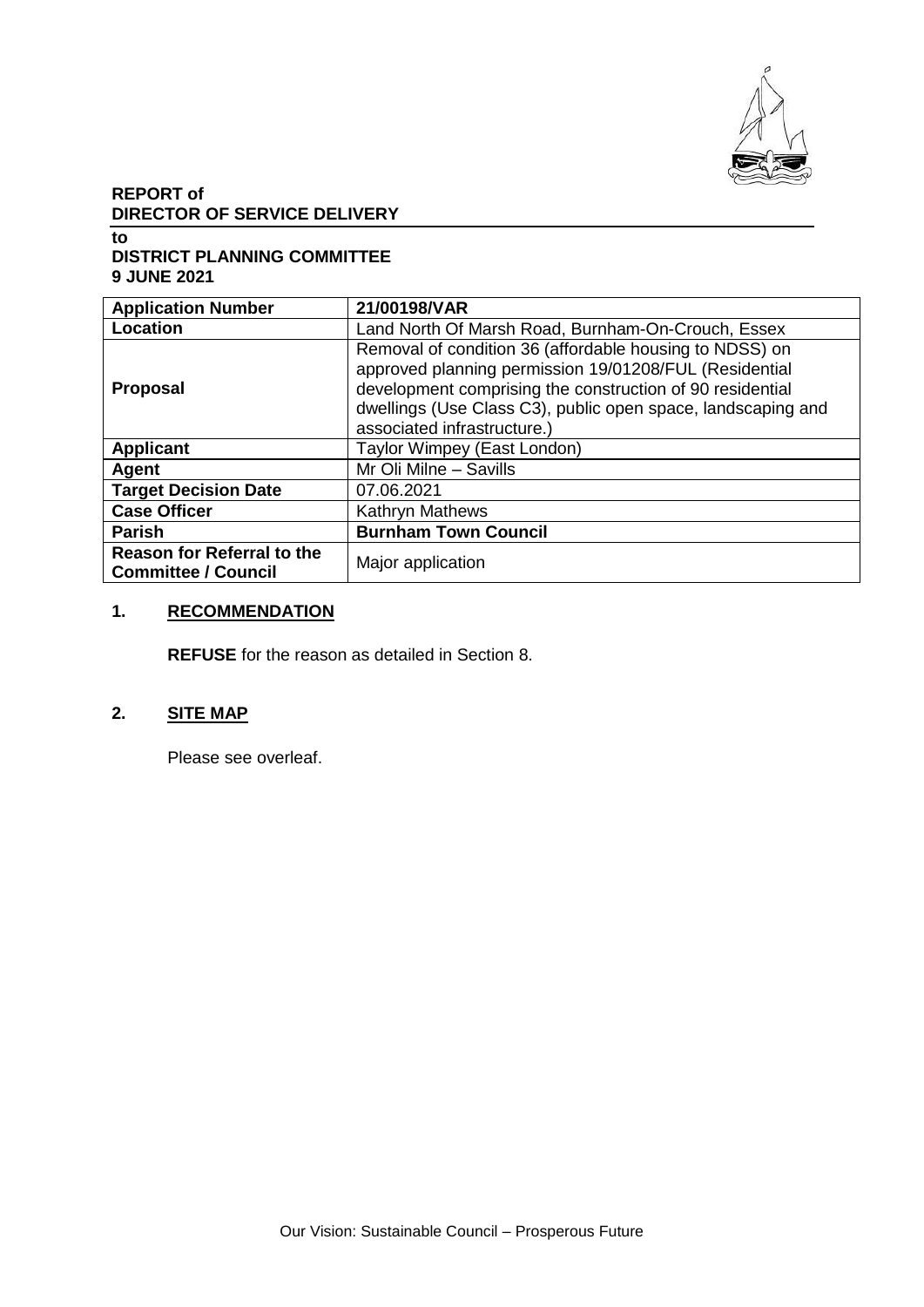**REPORT of**
**DIRECTOR OF SERVICE DELIVERY**

**to**
**DISTRICT PLANNING COMMITTEE**
**9 JUNE 2021**

| **Application Number** | **21/00198/VAR** |
|---|---|
| **Location** | Land North Of Marsh Road, Burnham-On-Crouch, Essex |
| **Proposal** | Removal of condition 36 (affordable housing to NDSS) on approved planning permission 19/01208/FUL (Residential development comprising the construction of 90 residential dwellings (Use Class C3), public open space, landscaping and associated infrastructure.) |
| **Applicant** | Taylor Wimpey (East London) |
| **Agent** | Mr Oli Milne – Savills |
| **Target Decision Date** | 07.06.2021 |
| **Case Officer** | Kathryn Mathews |
| **Parish** | **Burnham Town Council** |
| **Reason for Referral to the Committee / Council** | Major application |

## 1. RECOMMENDATION

**REFUSE** for the reason as detailed in Section 8.

## 2. SITE MAP

Please see overleaf.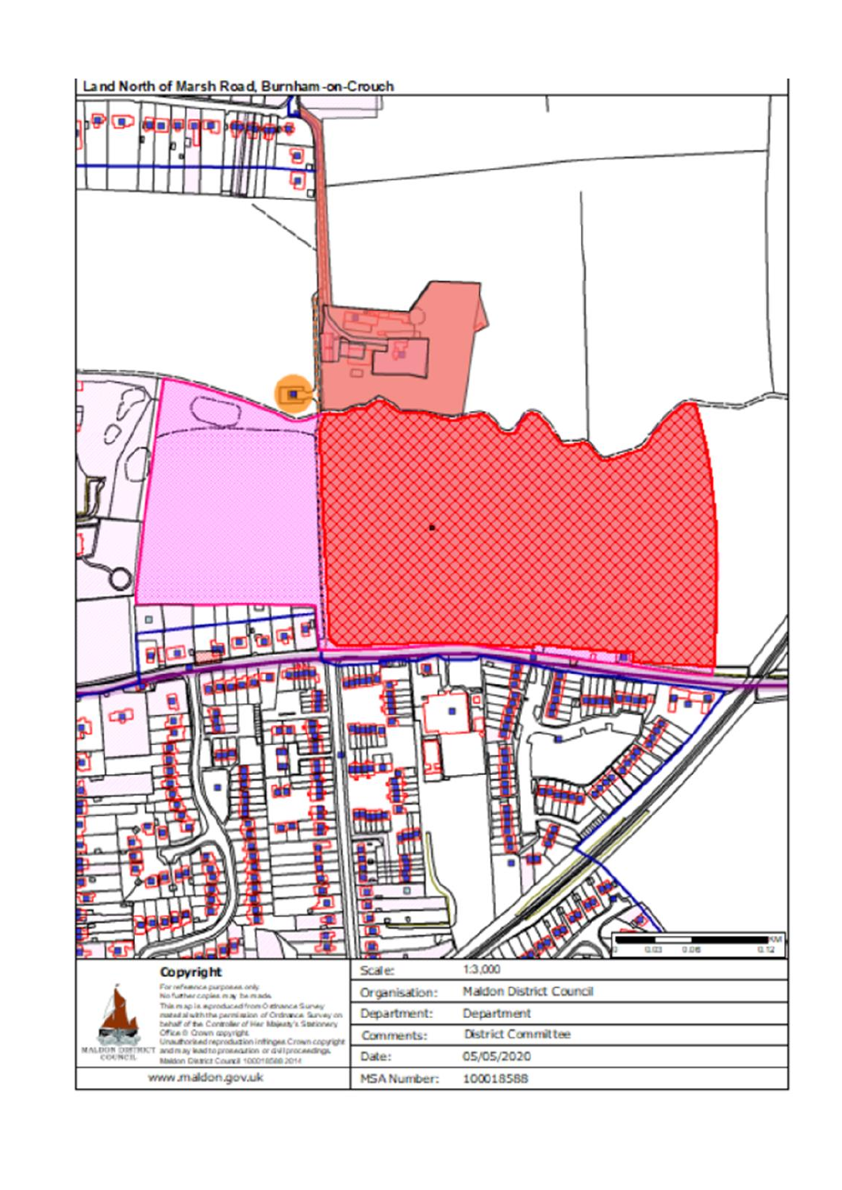Land North of Marsh Road, Burnham-on-Crouch

**Copyright**

For reference purposes only.
No further copies may be made.
This map is reproduced from Ordnance Survey material with the permission of Ordnance Survey on behalf of the Controller of Her Majesty's Stationery Office © Crown copyright.
Unauthorised reproduction infringes Crown copyright and may lead to prosecution or civil proceedings.
Maldon District Council 100018588 2014

MALDON DISTRICT COUNCIL

www.maldon.gov.uk

| | |
|---|---|
| Scale: | 1:3,000 |
| Organisation: | Maldon District Council |
| Department: | Department |
| Comments: | District Committee |
| Date: | 05/05/2020 |
| MSA Number: | 100018588 |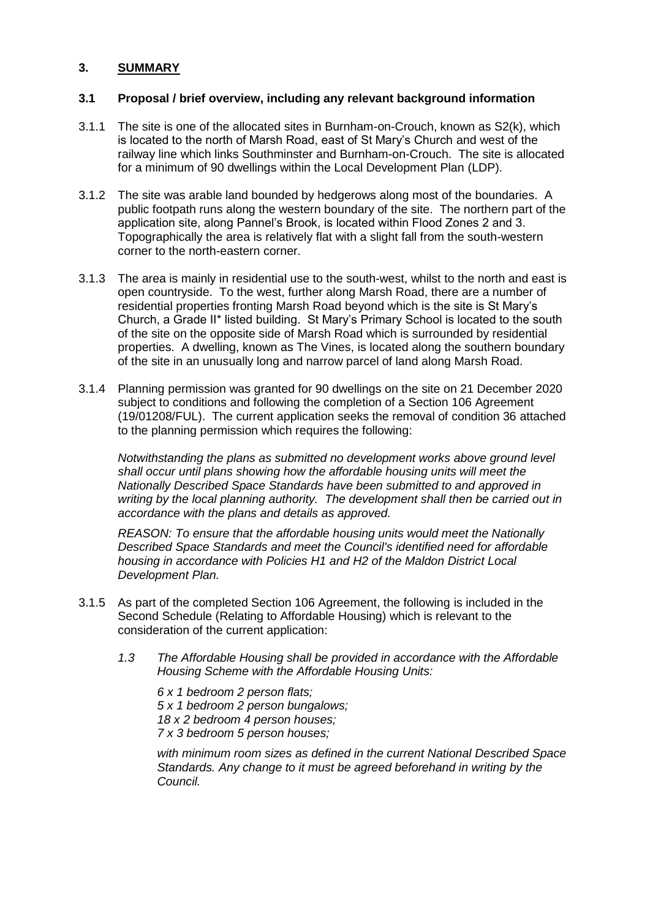## 3. <u>SUMMARY</u>

### 3.1 Proposal / brief overview, including any relevant background information

3.1.1 The site is one of the allocated sites in Burnham-on-Crouch, known as S2(k), which is located to the north of Marsh Road, east of St Mary's Church and west of the railway line which links Southminster and Burnham-on-Crouch. The site is allocated for a minimum of 90 dwellings within the Local Development Plan (LDP).

3.1.2 The site was arable land bounded by hedgerows along most of the boundaries. A public footpath runs along the western boundary of the site. The northern part of the application site, along Pannel's Brook, is located within Flood Zones 2 and 3. Topographically the area is relatively flat with a slight fall from the south-western corner to the north-eastern corner.

3.1.3 The area is mainly in residential use to the south-west, whilst to the north and east is open countryside. To the west, further along Marsh Road, there are a number of residential properties fronting Marsh Road beyond which is the site is St Mary's Church, a Grade II* listed building. St Mary's Primary School is located to the south of the site on the opposite side of Marsh Road which is surrounded by residential properties. A dwelling, known as The Vines, is located along the southern boundary of the site in an unusually long and narrow parcel of land along Marsh Road.

3.1.4 Planning permission was granted for 90 dwellings on the site on 21 December 2020 subject to conditions and following the completion of a Section 106 Agreement (19/01208/FUL). The current application seeks the removal of condition 36 attached to the planning permission which requires the following:

*Notwithstanding the plans as submitted no development works above ground level shall occur until plans showing how the affordable housing units will meet the Nationally Described Space Standards have been submitted to and approved in writing by the local planning authority. The development shall then be carried out in accordance with the plans and details as approved.*

*REASON: To ensure that the affordable housing units would meet the Nationally Described Space Standards and meet the Council's identified need for affordable housing in accordance with Policies H1 and H2 of the Maldon District Local Development Plan.*

3.1.5 As part of the completed Section 106 Agreement, the following is included in the Second Schedule (Relating to Affordable Housing) which is relevant to the consideration of the current application:

*1.3 The Affordable Housing shall be provided in accordance with the Affordable Housing Scheme with the Affordable Housing Units:*

*6 x 1 bedroom 2 person flats;*
*5 x 1 bedroom 2 person bungalows;*
*18 x 2 bedroom 4 person houses;*
*7 x 3 bedroom 5 person houses;*

*with minimum room sizes as defined in the current National Described Space Standards. Any change to it must be agreed beforehand in writing by the Council.*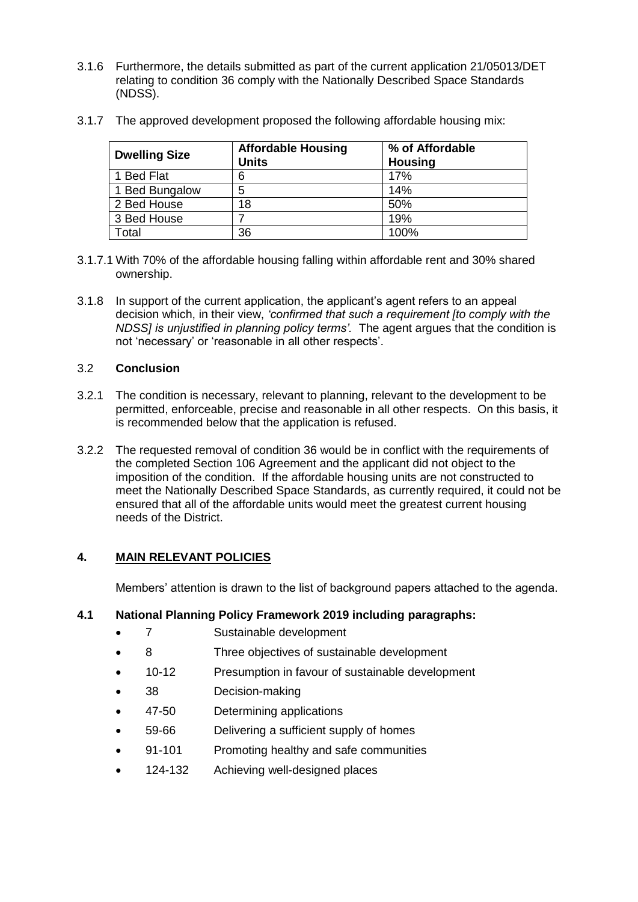3.1.6 Furthermore, the details submitted as part of the current application 21/05013/DET relating to condition 36 comply with the Nationally Described Space Standards (NDSS).

3.1.7 The approved development proposed the following affordable housing mix:

| Dwelling Size | Affordable Housing Units | % of Affordable Housing |
|---|---|---|
| 1 Bed Flat | 6 | 17% |
| 1 Bed Bungalow | 5 | 14% |
| 2 Bed House | 18 | 50% |
| 3 Bed House | 7 | 19% |
| Total | 36 | 100% |

3.1.7.1 With 70% of the affordable housing falling within affordable rent and 30% shared ownership.

3.1.8 In support of the current application, the applicant's agent refers to an appeal decision which, in their view, *'confirmed that such a requirement [to comply with the NDSS] is unjustified in planning policy terms'.* The agent argues that the condition is not 'necessary' or 'reasonable in all other respects'.

### 3.2 **Conclusion**

3.2.1 The condition is necessary, relevant to planning, relevant to the development to be permitted, enforceable, precise and reasonable in all other respects. On this basis, it is recommended below that the application is refused.

3.2.2 The requested removal of condition 36 would be in conflict with the requirements of the completed Section 106 Agreement and the applicant did not object to the imposition of the condition. If the affordable housing units are not constructed to meet the Nationally Described Space Standards, as currently required, it could not be ensured that all of the affordable units would meet the greatest current housing needs of the District.

## 4. MAIN RELEVANT POLICIES

Members' attention is drawn to the list of background papers attached to the agenda.

### 4.1 National Planning Policy Framework 2019 including paragraphs:

- 7 Sustainable development
- 8 Three objectives of sustainable development
- 10-12 Presumption in favour of sustainable development
- 38 Decision-making
- 47-50 Determining applications
- 59-66 Delivering a sufficient supply of homes
- 91-101 Promoting healthy and safe communities
- 124-132 Achieving well-designed places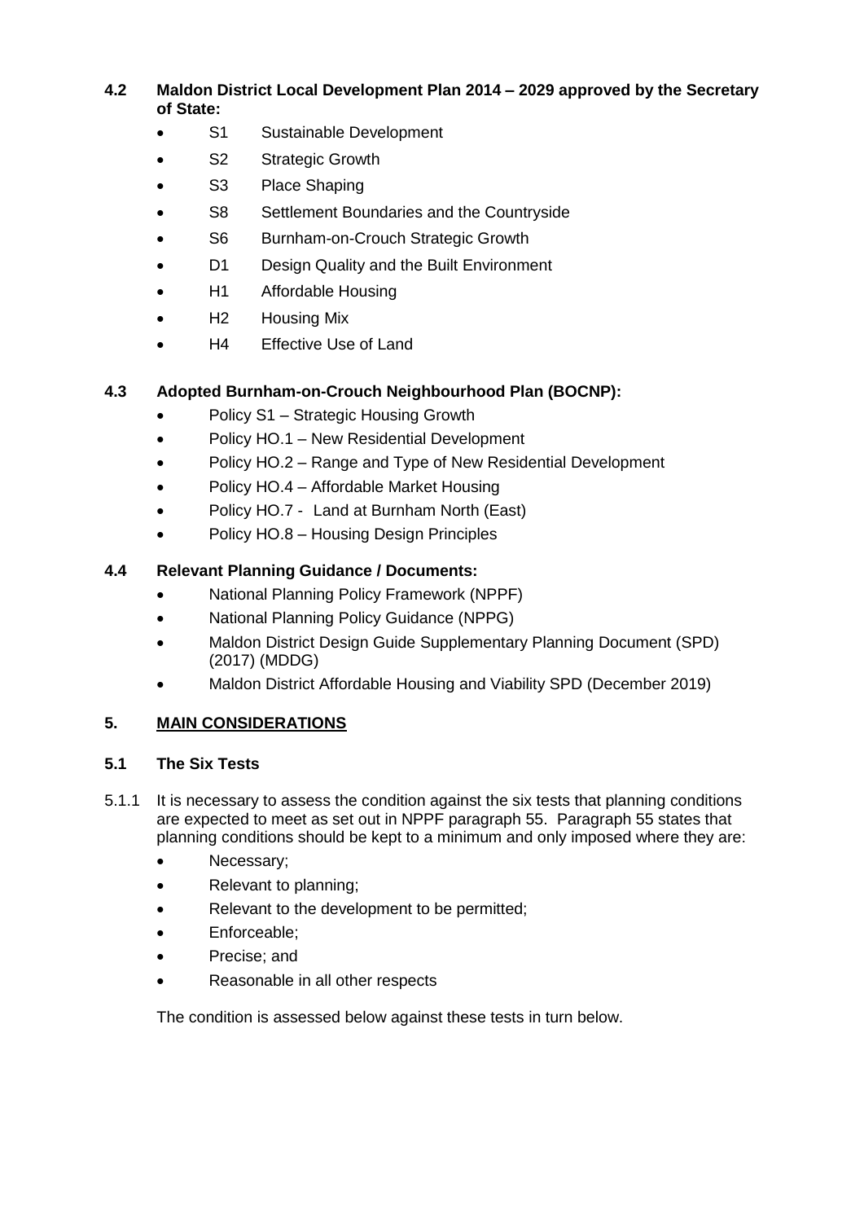**4.2 Maldon District Local Development Plan 2014 – 2029 approved by the Secretary of State:**

- S1 Sustainable Development
- S2 Strategic Growth
- S3 Place Shaping
- S8 Settlement Boundaries and the Countryside
- S6 Burnham-on-Crouch Strategic Growth
- D1 Design Quality and the Built Environment
- H1 Affordable Housing
- H2 Housing Mix
- H4 Effective Use of Land

**4.3 Adopted Burnham-on-Crouch Neighbourhood Plan (BOCNP):**

- Policy S1 – Strategic Housing Growth
- Policy HO.1 – New Residential Development
- Policy HO.2 – Range and Type of New Residential Development
- Policy HO.4 – Affordable Market Housing
- Policy HO.7 - Land at Burnham North (East)
- Policy HO.8 – Housing Design Principles

**4.4 Relevant Planning Guidance / Documents:**

- National Planning Policy Framework (NPPF)
- National Planning Policy Guidance (NPPG)
- Maldon District Design Guide Supplementary Planning Document (SPD) (2017) (MDDG)
- Maldon District Affordable Housing and Viability SPD (December 2019)

## 5. MAIN CONSIDERATIONS

### 5.1 The Six Tests

5.1.1 It is necessary to assess the condition against the six tests that planning conditions are expected to meet as set out in NPPF paragraph 55. Paragraph 55 states that planning conditions should be kept to a minimum and only imposed where they are:

- Necessary;
- Relevant to planning;
- Relevant to the development to be permitted;
- Enforceable;
- Precise; and
- Reasonable in all other respects

The condition is assessed below against these tests in turn below.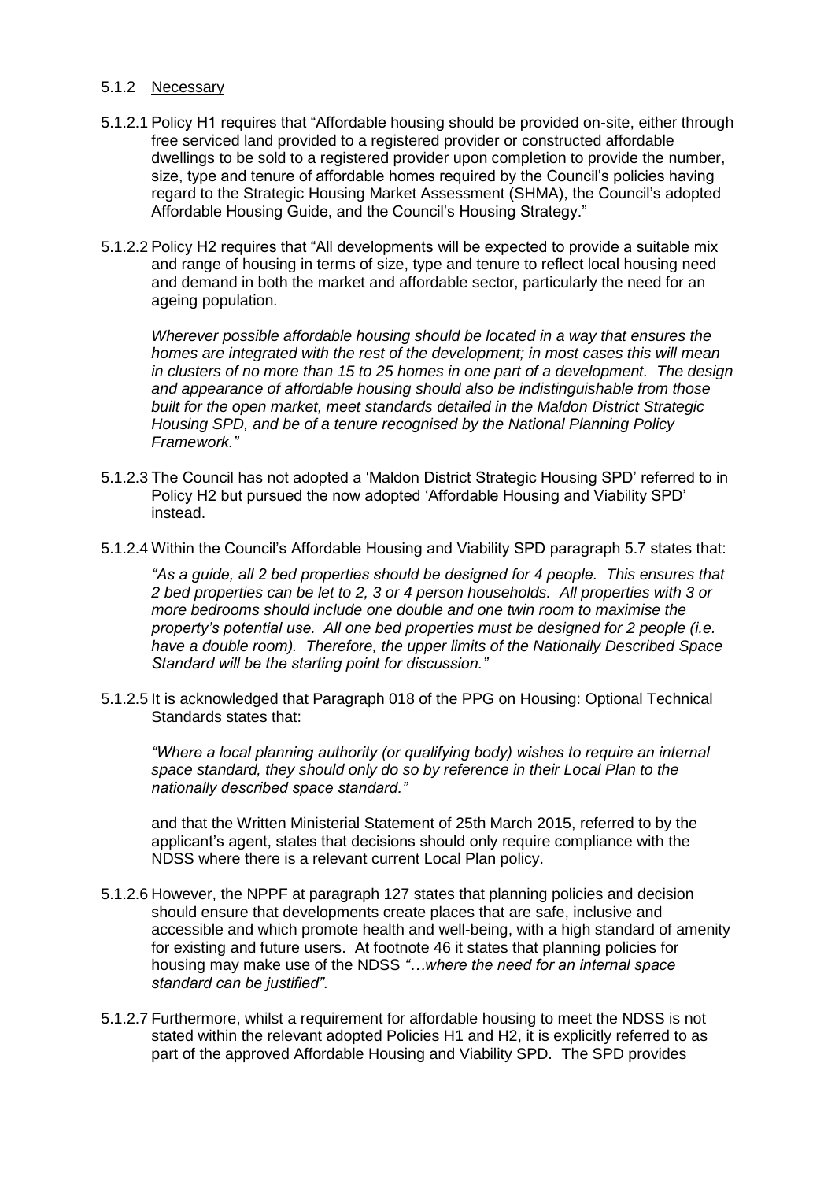5.1.2 Necessary

5.1.2.1 Policy H1 requires that "Affordable housing should be provided on-site, either through free serviced land provided to a registered provider or constructed affordable dwellings to be sold to a registered provider upon completion to provide the number, size, type and tenure of affordable homes required by the Council's policies having regard to the Strategic Housing Market Assessment (SHMA), the Council's adopted Affordable Housing Guide, and the Council's Housing Strategy."

5.1.2.2 Policy H2 requires that "All developments will be expected to provide a suitable mix and range of housing in terms of size, type and tenure to reflect local housing need and demand in both the market and affordable sector, particularly the need for an ageing population.

*Wherever possible affordable housing should be located in a way that ensures the homes are integrated with the rest of the development; in most cases this will mean in clusters of no more than 15 to 25 homes in one part of a development. The design and appearance of affordable housing should also be indistinguishable from those built for the open market, meet standards detailed in the Maldon District Strategic Housing SPD, and be of a tenure recognised by the National Planning Policy Framework."*

5.1.2.3 The Council has not adopted a 'Maldon District Strategic Housing SPD' referred to in Policy H2 but pursued the now adopted 'Affordable Housing and Viability SPD' instead.

5.1.2.4 Within the Council's Affordable Housing and Viability SPD paragraph 5.7 states that:

*"As a guide, all 2 bed properties should be designed for 4 people. This ensures that 2 bed properties can be let to 2, 3 or 4 person households. All properties with 3 or more bedrooms should include one double and one twin room to maximise the property's potential use. All one bed properties must be designed for 2 people (i.e. have a double room). Therefore, the upper limits of the Nationally Described Space Standard will be the starting point for discussion."*

5.1.2.5 It is acknowledged that Paragraph 018 of the PPG on Housing: Optional Technical Standards states that:

*"Where a local planning authority (or qualifying body) wishes to require an internal space standard, they should only do so by reference in their Local Plan to the nationally described space standard."*

and that the Written Ministerial Statement of 25th March 2015, referred to by the applicant's agent, states that decisions should only require compliance with the NDSS where there is a relevant current Local Plan policy.

5.1.2.6 However, the NPPF at paragraph 127 states that planning policies and decision should ensure that developments create places that are safe, inclusive and accessible and which promote health and well-being, with a high standard of amenity for existing and future users. At footnote 46 it states that planning policies for housing may make use of the NDSS *"…where the need for an internal space standard can be justified"*.

5.1.2.7 Furthermore, whilst a requirement for affordable housing to meet the NDSS is not stated within the relevant adopted Policies H1 and H2, it is explicitly referred to as part of the approved Affordable Housing and Viability SPD. The SPD provides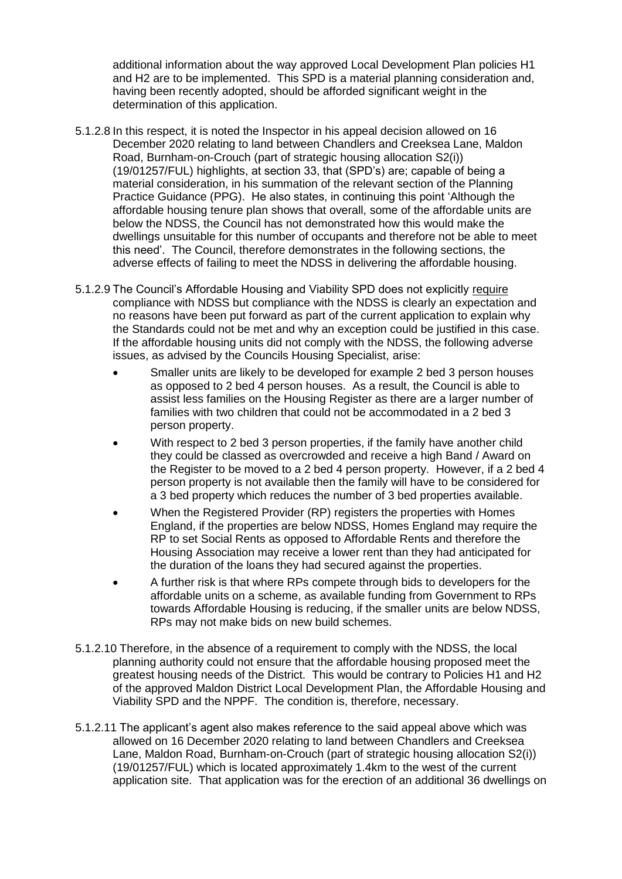additional information about the way approved Local Development Plan policies H1 and H2 are to be implemented. This SPD is a material planning consideration and, having been recently adopted, should be afforded significant weight in the determination of this application.

5.1.2.8 In this respect, it is noted the Inspector in his appeal decision allowed on 16 December 2020 relating to land between Chandlers and Creeksea Lane, Maldon Road, Burnham-on-Crouch (part of strategic housing allocation S2(i)) (19/01257/FUL) highlights, at section 33, that (SPD's) are; capable of being a material consideration, in his summation of the relevant section of the Planning Practice Guidance (PPG). He also states, in continuing this point 'Although the affordable housing tenure plan shows that overall, some of the affordable units are below the NDSS, the Council has not demonstrated how this would make the dwellings unsuitable for this number of occupants and therefore not be able to meet this need'. The Council, therefore demonstrates in the following sections, the adverse effects of failing to meet the NDSS in delivering the affordable housing.

5.1.2.9 The Council's Affordable Housing and Viability SPD does not explicitly require compliance with NDSS but compliance with the NDSS is clearly an expectation and no reasons have been put forward as part of the current application to explain why the Standards could not be met and why an exception could be justified in this case. If the affordable housing units did not comply with the NDSS, the following adverse issues, as advised by the Councils Housing Specialist, arise:

- Smaller units are likely to be developed for example 2 bed 3 person houses as opposed to 2 bed 4 person houses. As a result, the Council is able to assist less families on the Housing Register as there are a larger number of families with two children that could not be accommodated in a 2 bed 3 person property.
- With respect to 2 bed 3 person properties, if the family have another child they could be classed as overcrowded and receive a high Band / Award on the Register to be moved to a 2 bed 4 person property. However, if a 2 bed 4 person property is not available then the family will have to be considered for a 3 bed property which reduces the number of 3 bed properties available.
- When the Registered Provider (RP) registers the properties with Homes England, if the properties are below NDSS, Homes England may require the RP to set Social Rents as opposed to Affordable Rents and therefore the Housing Association may receive a lower rent than they had anticipated for the duration of the loans they had secured against the properties.
- A further risk is that where RPs compete through bids to developers for the affordable units on a scheme, as available funding from Government to RPs towards Affordable Housing is reducing, if the smaller units are below NDSS, RPs may not make bids on new build schemes.

5.1.2.10 Therefore, in the absence of a requirement to comply with the NDSS, the local planning authority could not ensure that the affordable housing proposed meet the greatest housing needs of the District. This would be contrary to Policies H1 and H2 of the approved Maldon District Local Development Plan, the Affordable Housing and Viability SPD and the NPPF. The condition is, therefore, necessary.

5.1.2.11 The applicant's agent also makes reference to the said appeal above which was allowed on 16 December 2020 relating to land between Chandlers and Creeksea Lane, Maldon Road, Burnham-on-Crouch (part of strategic housing allocation S2(i)) (19/01257/FUL) which is located approximately 1.4km to the west of the current application site. That application was for the erection of an additional 36 dwellings on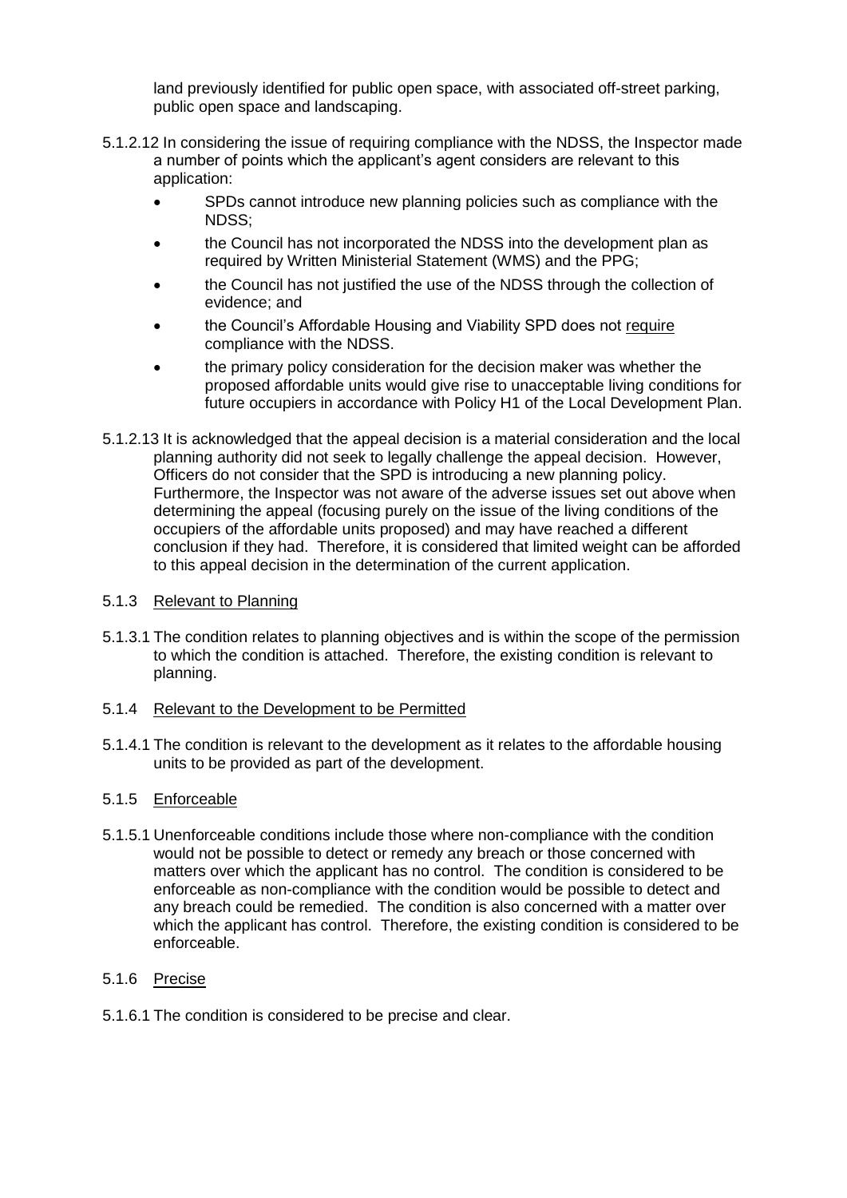land previously identified for public open space, with associated off-street parking, public open space and landscaping.

5.1.2.12 In considering the issue of requiring compliance with the NDSS, the Inspector made a number of points which the applicant's agent considers are relevant to this application:

- SPDs cannot introduce new planning policies such as compliance with the NDSS;
- the Council has not incorporated the NDSS into the development plan as required by Written Ministerial Statement (WMS) and the PPG;
- the Council has not justified the use of the NDSS through the collection of evidence; and
- the Council's Affordable Housing and Viability SPD does not <u>require</u> compliance with the NDSS.
- the primary policy consideration for the decision maker was whether the proposed affordable units would give rise to unacceptable living conditions for future occupiers in accordance with Policy H1 of the Local Development Plan.

5.1.2.13 It is acknowledged that the appeal decision is a material consideration and the local planning authority did not seek to legally challenge the appeal decision. However, Officers do not consider that the SPD is introducing a new planning policy. Furthermore, the Inspector was not aware of the adverse issues set out above when determining the appeal (focusing purely on the issue of the living conditions of the occupiers of the affordable units proposed) and may have reached a different conclusion if they had. Therefore, it is considered that limited weight can be afforded to this appeal decision in the determination of the current application.

5.1.3 <u>Relevant to Planning</u>

5.1.3.1 The condition relates to planning objectives and is within the scope of the permission to which the condition is attached. Therefore, the existing condition is relevant to planning.

5.1.4 <u>Relevant to the Development to be Permitted</u>

5.1.4.1 The condition is relevant to the development as it relates to the affordable housing units to be provided as part of the development.

5.1.5 <u>Enforceable</u>

5.1.5.1 Unenforceable conditions include those where non-compliance with the condition would not be possible to detect or remedy any breach or those concerned with matters over which the applicant has no control. The condition is considered to be enforceable as non-compliance with the condition would be possible to detect and any breach could be remedied. The condition is also concerned with a matter over which the applicant has control. Therefore, the existing condition is considered to be enforceable.

5.1.6 <u>Precise</u>

5.1.6.1 The condition is considered to be precise and clear.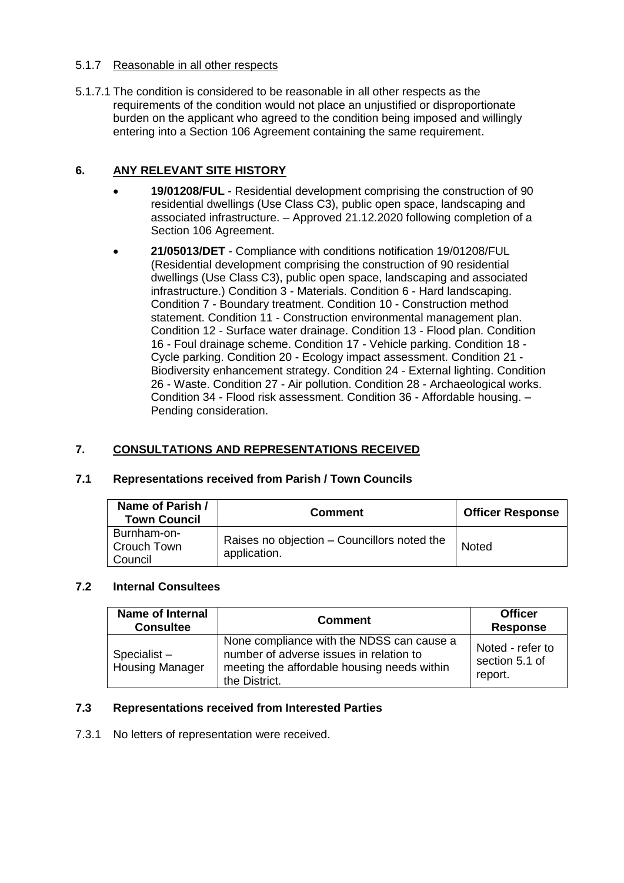5.1.7 Reasonable in all other respects

5.1.7.1 The condition is considered to be reasonable in all other respects as the requirements of the condition would not place an unjustified or disproportionate burden on the applicant who agreed to the condition being imposed and willingly entering into a Section 106 Agreement containing the same requirement.

## 6. ANY RELEVANT SITE HISTORY

- **19/01208/FUL** - Residential development comprising the construction of 90 residential dwellings (Use Class C3), public open space, landscaping and associated infrastructure. – Approved 21.12.2020 following completion of a Section 106 Agreement.
- **21/05013/DET** - Compliance with conditions notification 19/01208/FUL (Residential development comprising the construction of 90 residential dwellings (Use Class C3), public open space, landscaping and associated infrastructure.) Condition 3 - Materials. Condition 6 - Hard landscaping. Condition 7 - Boundary treatment. Condition 10 - Construction method statement. Condition 11 - Construction environmental management plan. Condition 12 - Surface water drainage. Condition 13 - Flood plan. Condition 16 - Foul drainage scheme. Condition 17 - Vehicle parking. Condition 18 - Cycle parking. Condition 20 - Ecology impact assessment. Condition 21 - Biodiversity enhancement strategy. Condition 24 - External lighting. Condition 26 - Waste. Condition 27 - Air pollution. Condition 28 - Archaeological works. Condition 34 - Flood risk assessment. Condition 36 - Affordable housing. – Pending consideration.

## 7. CONSULTATIONS AND REPRESENTATIONS RECEIVED

### 7.1 Representations received from Parish / Town Councils

| Name of Parish / Town Council | Comment | Officer Response |
|---|---|---|
| Burnham-on-Crouch Town Council | Raises no objection – Councillors noted the application. | Noted |

### 7.2 Internal Consultees

| Name of Internal Consultee | Comment | Officer Response |
|---|---|---|
| Specialist – Housing Manager | None compliance with the NDSS can cause a number of adverse issues in relation to meeting the affordable housing needs within the District. | Noted - refer to section 5.1 of report. |

### 7.3 Representations received from Interested Parties

7.3.1 No letters of representation were received.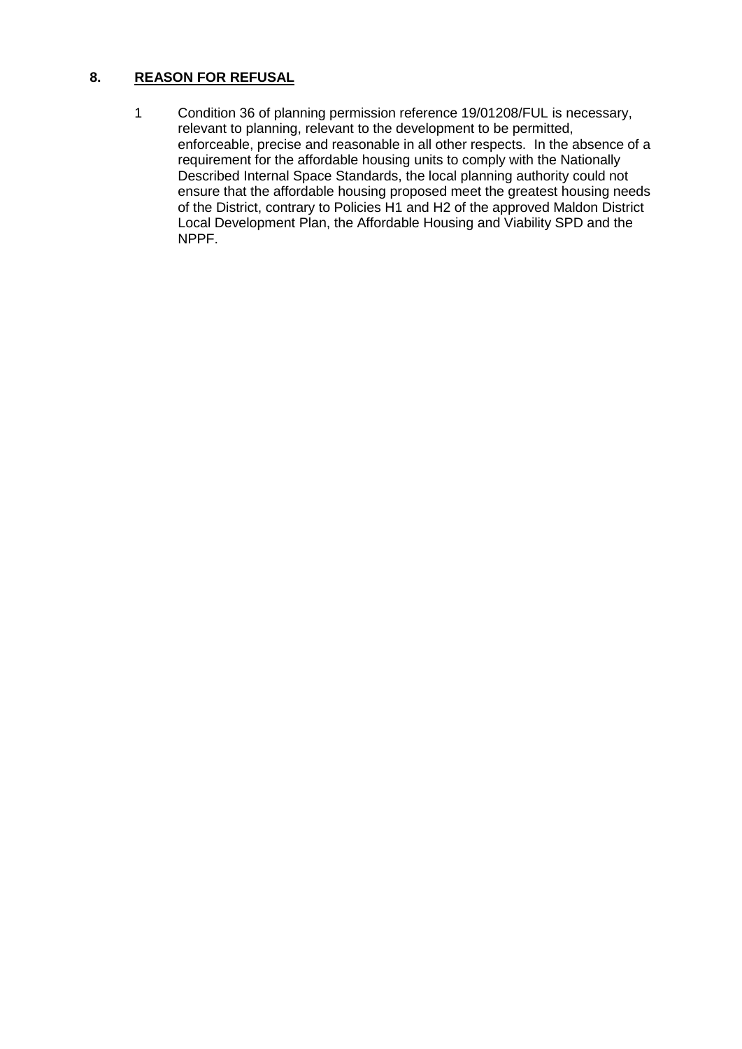## 8. REASON FOR REFUSAL

1. Condition 36 of planning permission reference 19/01208/FUL is necessary, relevant to planning, relevant to the development to be permitted, enforceable, precise and reasonable in all other respects. In the absence of a requirement for the affordable housing units to comply with the Nationally Described Internal Space Standards, the local planning authority could not ensure that the affordable housing proposed meet the greatest housing needs of the District, contrary to Policies H1 and H2 of the approved Maldon District Local Development Plan, the Affordable Housing and Viability SPD and the NPPF.